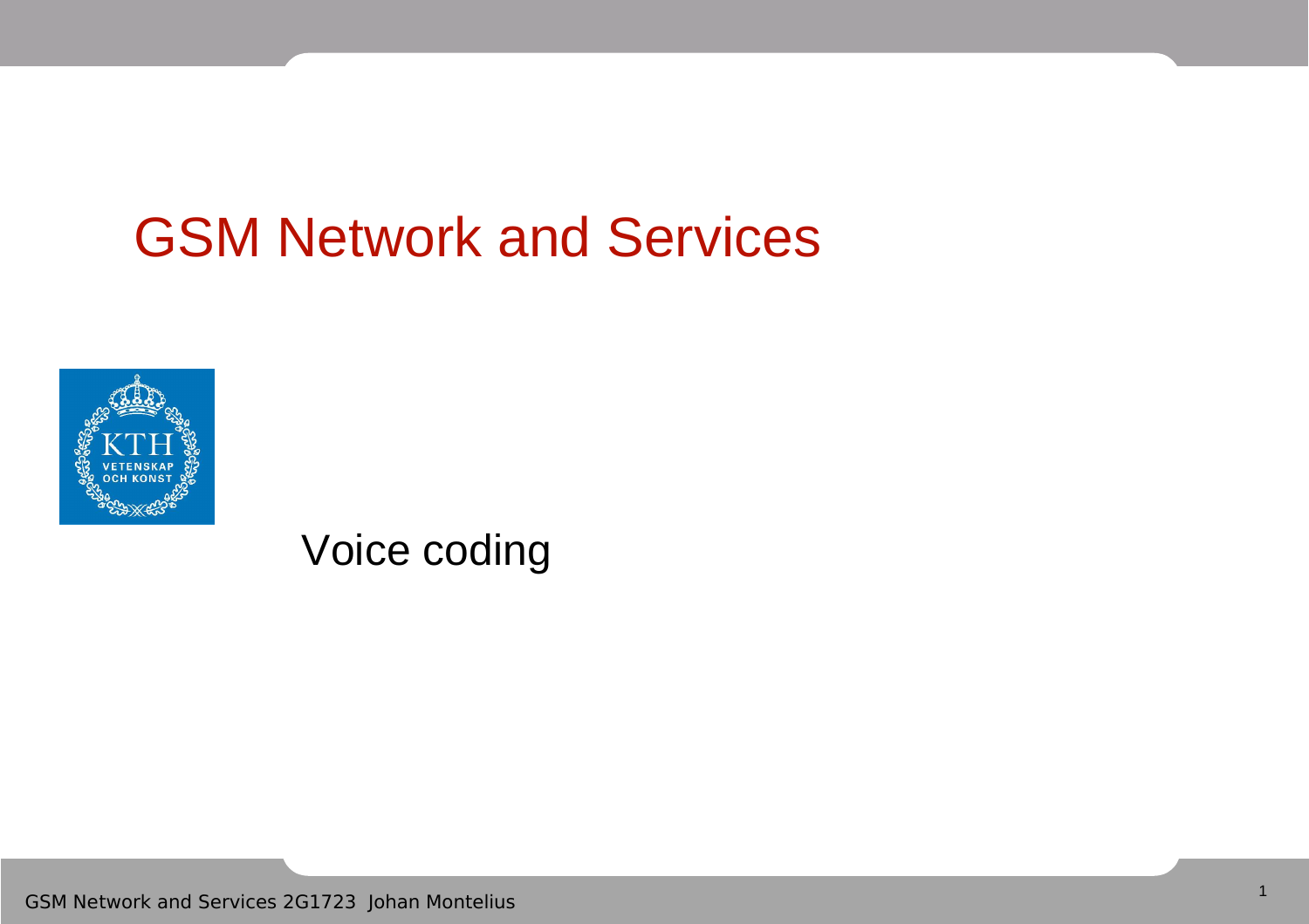# GSM Network and Services

## Voice coding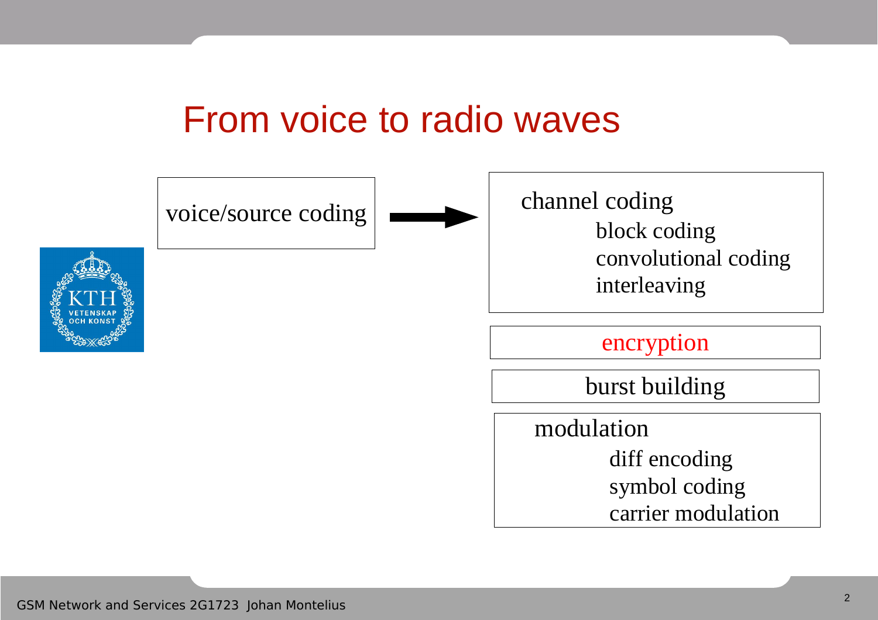# From voice to radio waves

voice/source coding →

- channel coding
  - block coding
  - convolutional coding
  - interleaving
- encryption
- burst building
- modulation
  - diff encoding
  - symbol coding
  - carrier modulation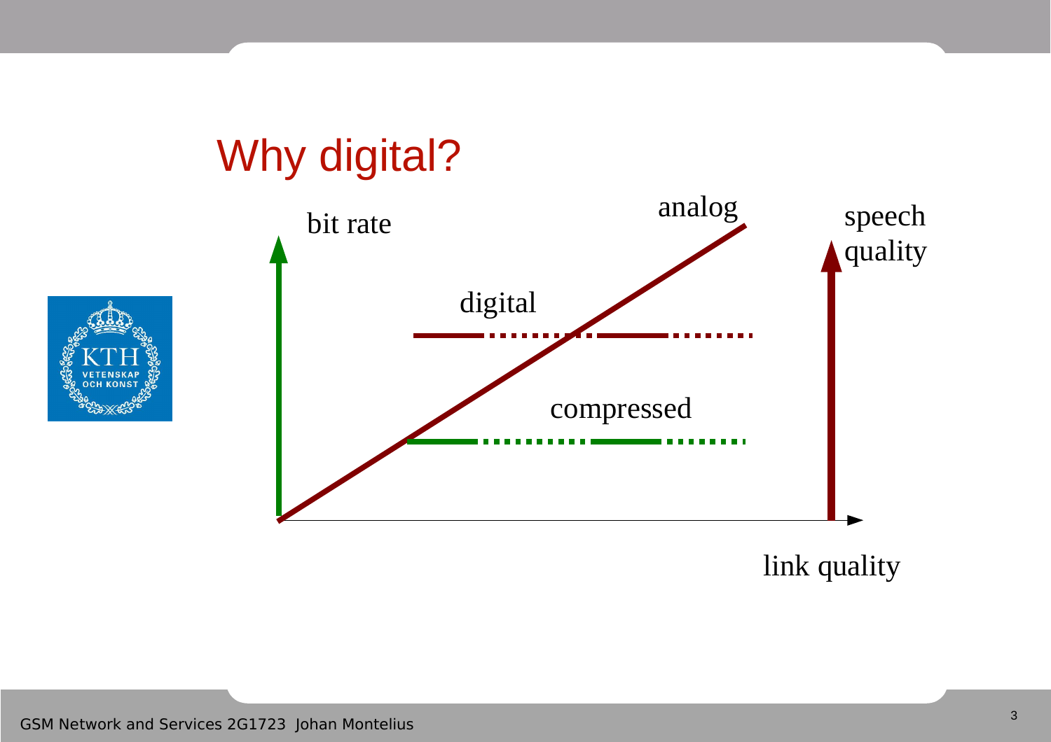# Why digital?

bit rate

analog

speech quality

digital

compressed

link quality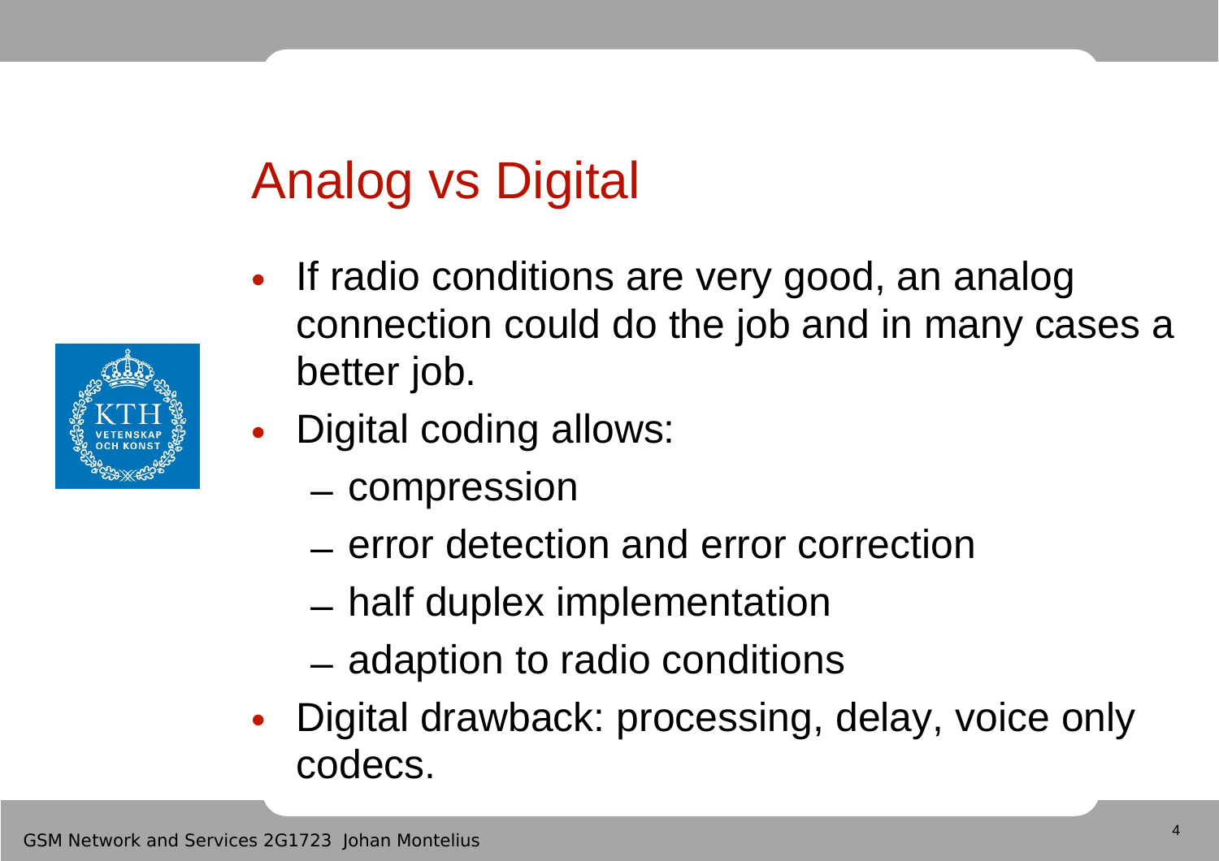# Analog vs Digital

- If radio conditions are very good, an analog connection could do the job and in many cases a better job.
- Digital coding allows:
  - compression
  - error detection and error correction
  - half duplex implementation
  - adaption to radio conditions
- Digital drawback: processing, delay, voice only codecs.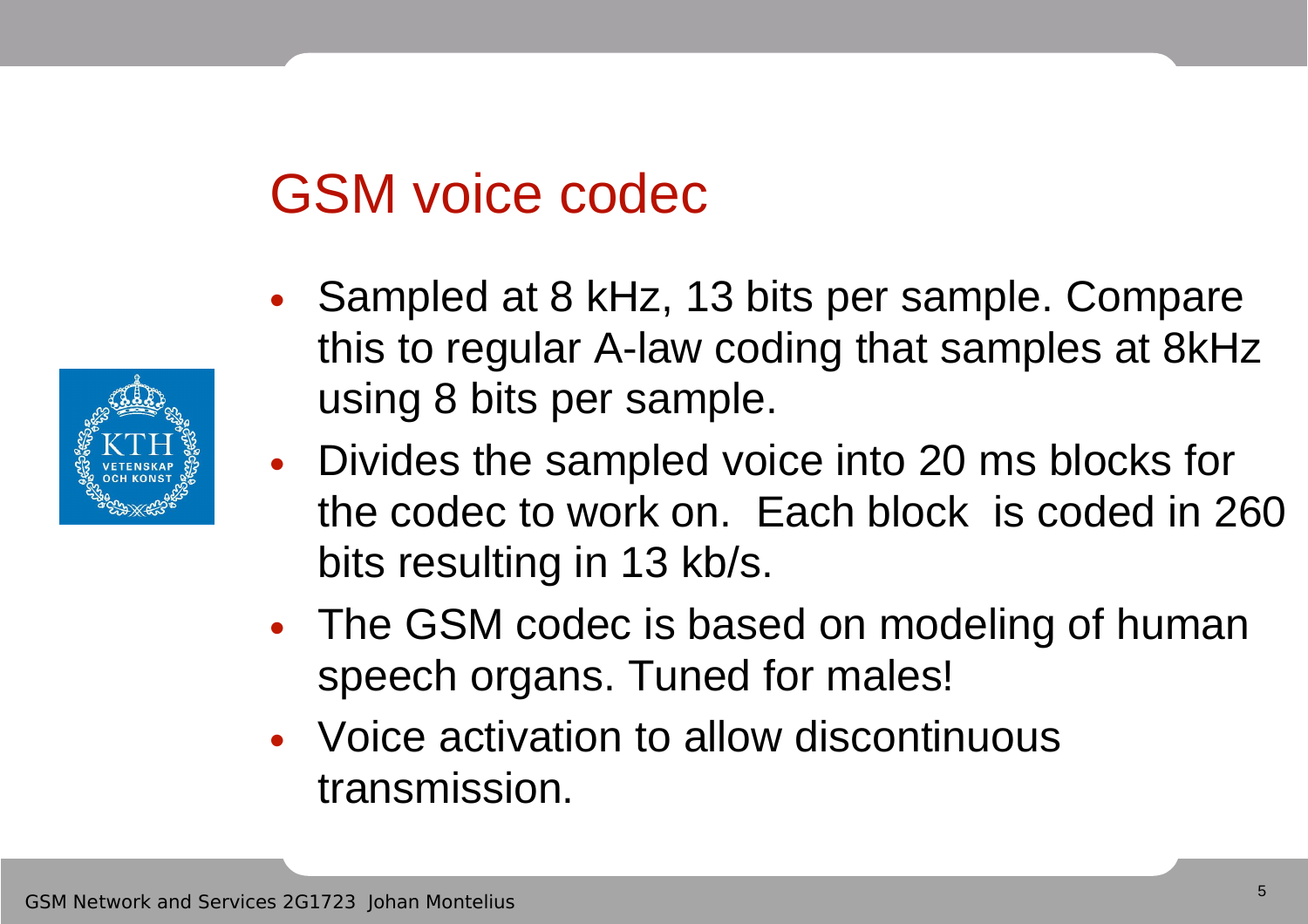# GSM voice codec

- Sampled at 8 kHz, 13 bits per sample. Compare this to regular A-law coding that samples at 8kHz using 8 bits per sample.
- Divides the sampled voice into 20 ms blocks for the codec to work on. Each block is coded in 260 bits resulting in 13 kb/s.
- The GSM codec is based on modeling of human speech organs. Tuned for males!
- Voice activation to allow discontinuous transmission.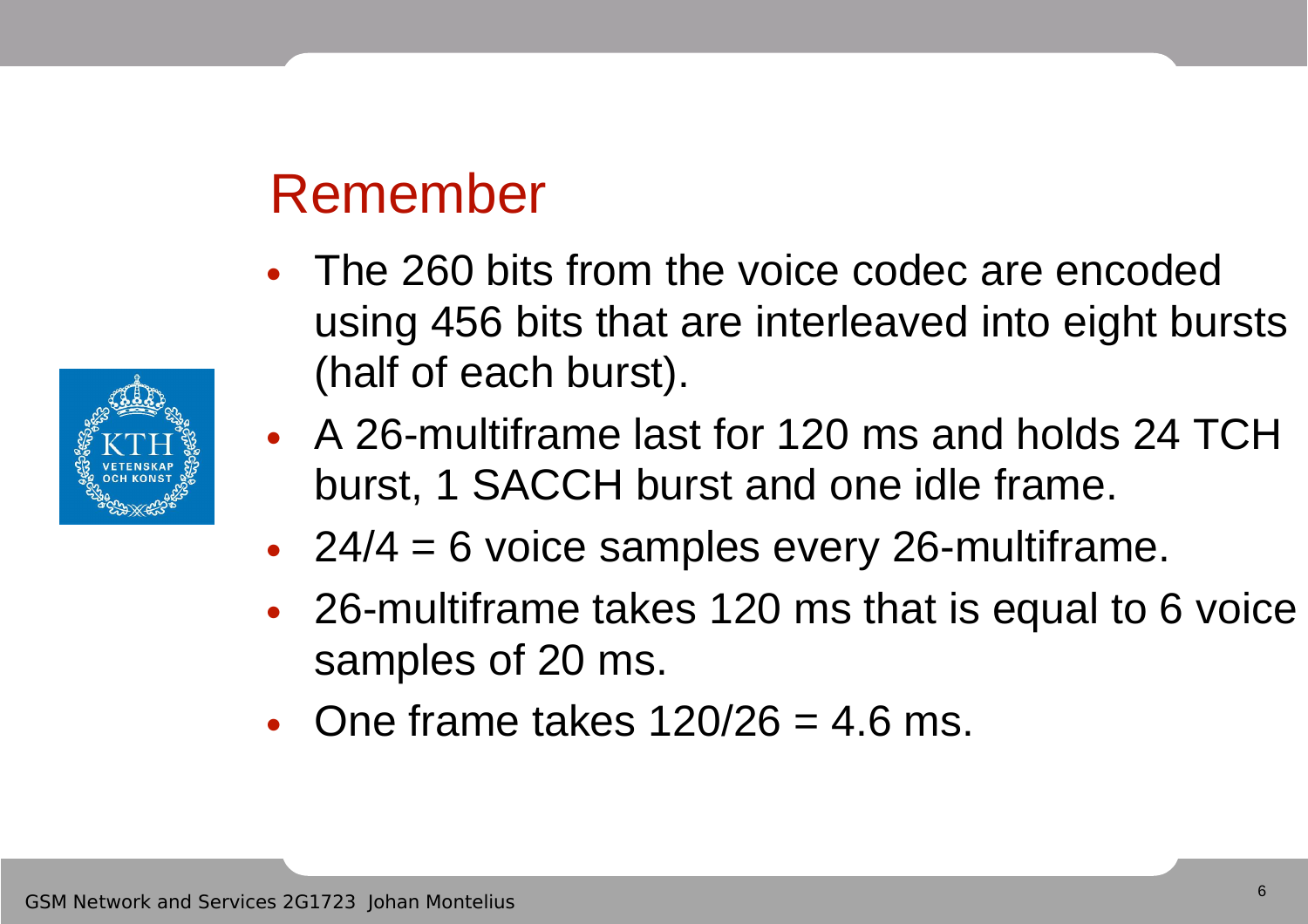# Remember

- The 260 bits from the voice codec are encoded using 456 bits that are interleaved into eight bursts (half of each burst).
- A 26-multiframe last for 120 ms and holds 24 TCH burst, 1 SACCH burst and one idle frame.
- 24/4 = 6 voice samples every 26-multiframe.
- 26-multiframe takes 120 ms that is equal to 6 voice samples of 20 ms.
- One frame takes 120/26 = 4.6 ms.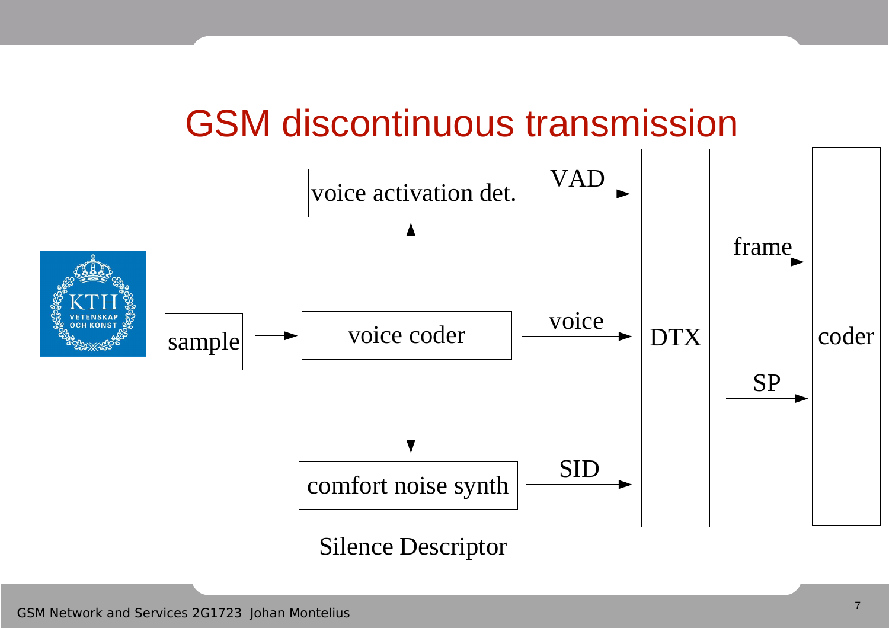# GSM discontinuous transmission

sample → voice coder

voice coder → voice activation det. → VAD → DTX

voice coder → voice → DTX

voice coder → comfort noise synth → SID → DTX

DTX → frame → coder

DTX → SP → coder

Silence Descriptor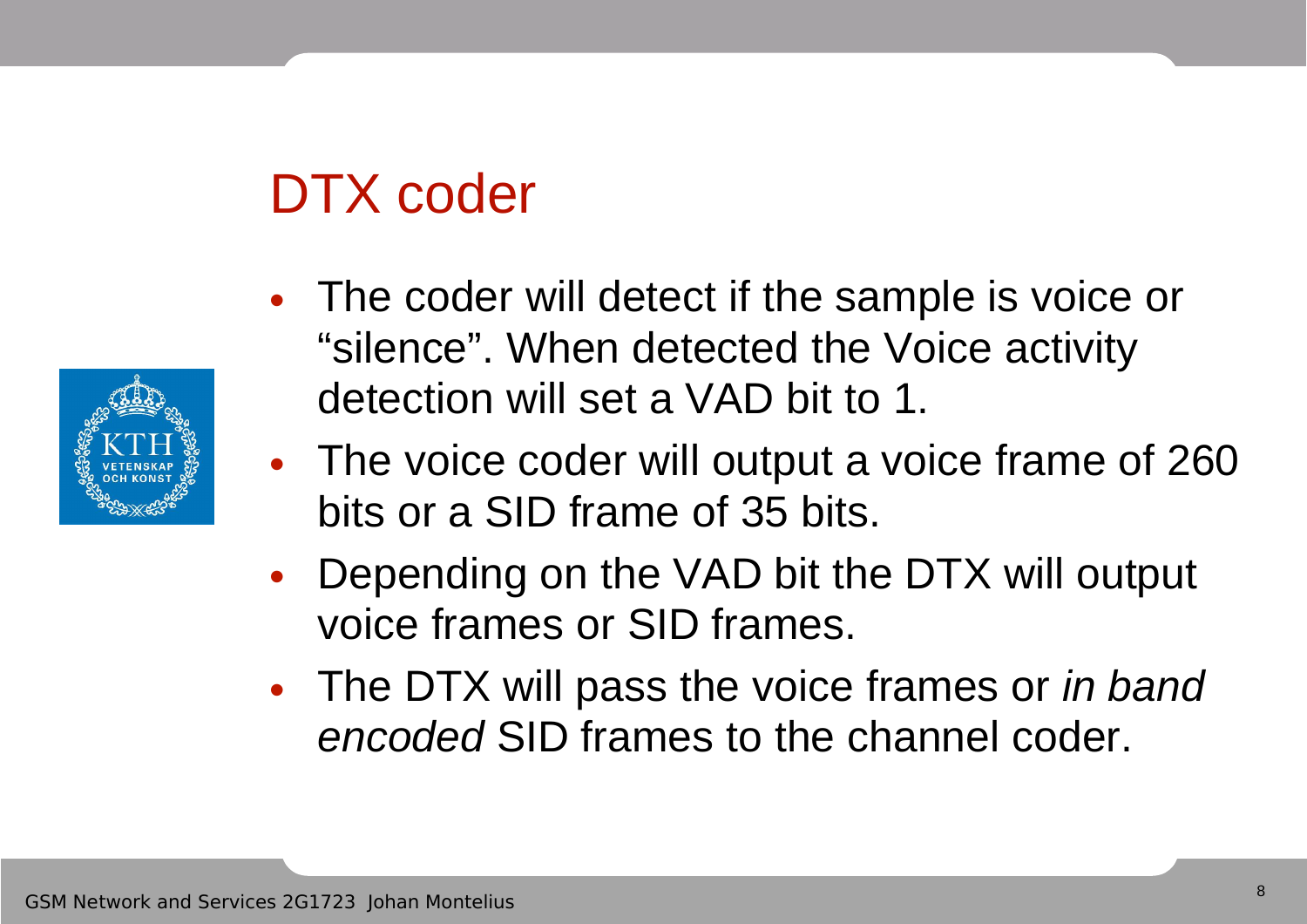# DTX coder

- The coder will detect if the sample is voice or “silence”. When detected the Voice activity detection will set a VAD bit to 1.
- The voice coder will output a voice frame of 260 bits or a SID frame of 35 bits.
- Depending on the VAD bit the DTX will output voice frames or SID frames.
- The DTX will pass the voice frames or *in band encoded* SID frames to the channel coder.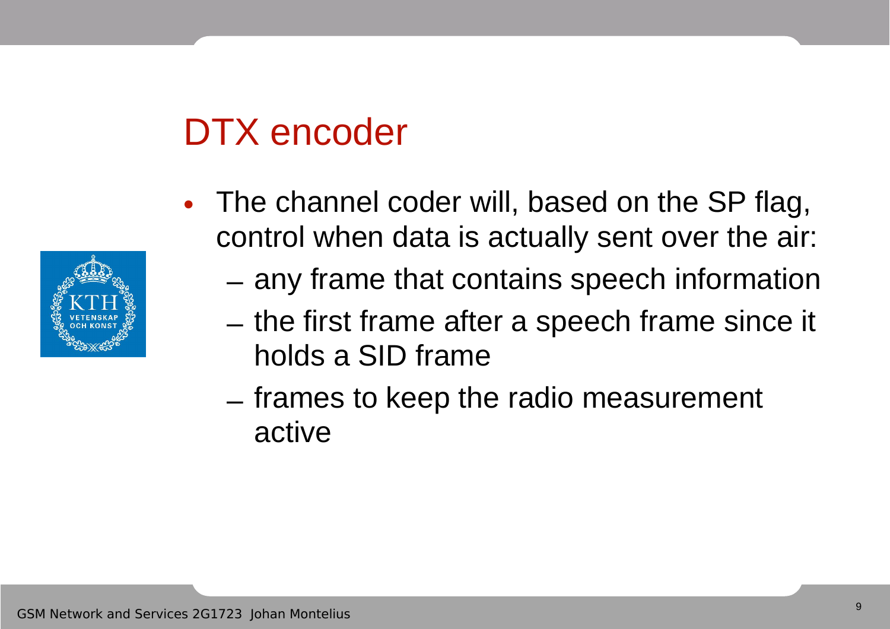# DTX encoder

- The channel coder will, based on the SP flag, control when data is actually sent over the air:
  - any frame that contains speech information
  - the first frame after a speech frame since it holds a SID frame
  - frames to keep the radio measurement active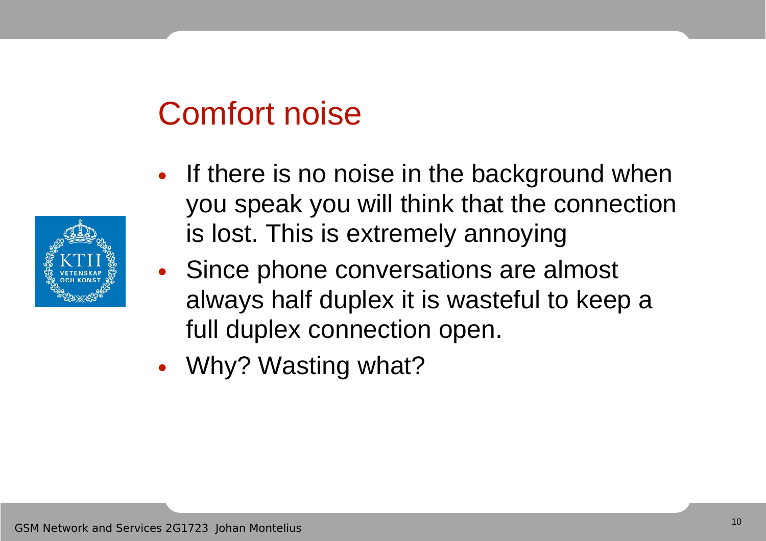# Comfort noise

- If there is no noise in the background when you speak you will think that the connection is lost. This is extremely annoying
- Since phone conversations are almost always half duplex it is wasteful to keep a full duplex connection open.
- Why? Wasting what?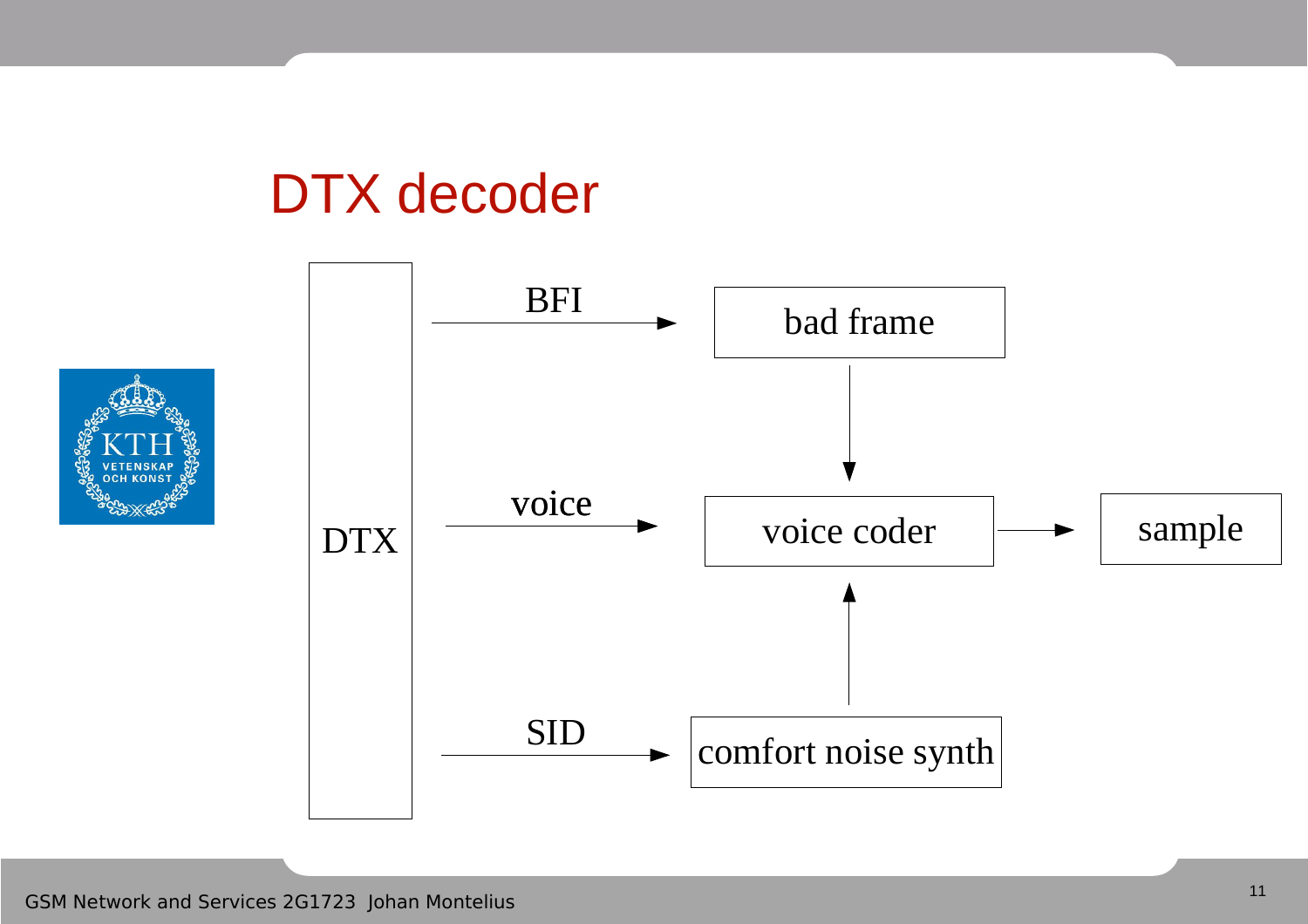# DTX decoder

DTX

BFI → bad frame

voice → voice coder → sample

SID → comfort noise synth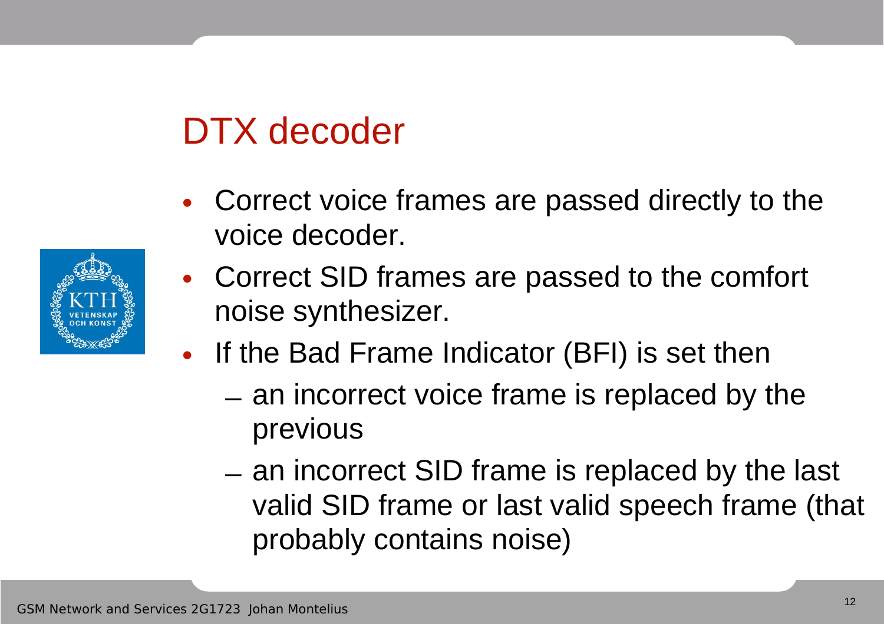# DTX decoder

- Correct voice frames are passed directly to the voice decoder.
- Correct SID frames are passed to the comfort noise synthesizer.
- If the Bad Frame Indicator (BFI) is set then
  - an incorrect voice frame is replaced by the previous
  - an incorrect SID frame is replaced by the last valid SID frame or last valid speech frame (that probably contains noise)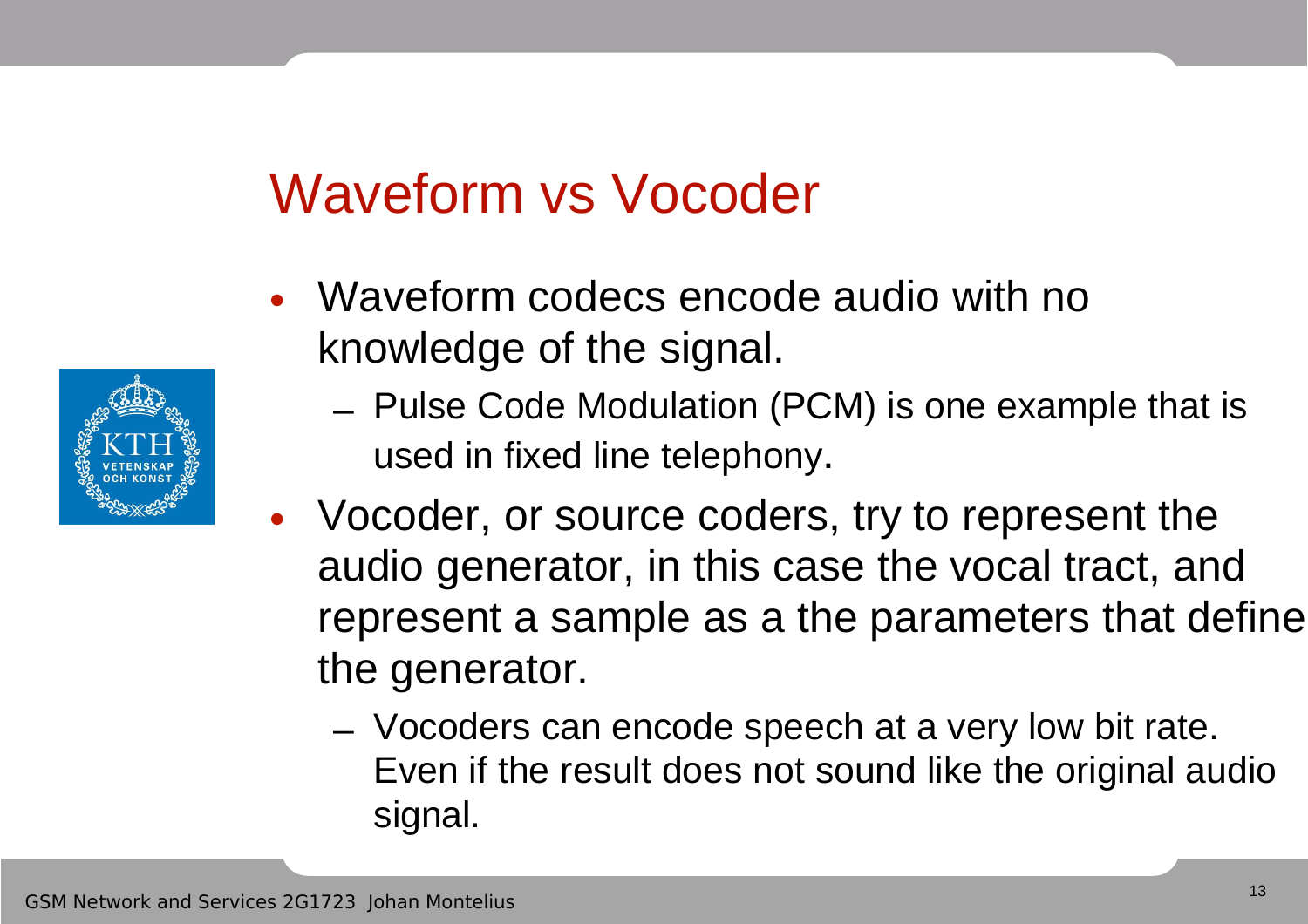# Waveform vs Vocoder

- Waveform codecs encode audio with no knowledge of the signal.
  - Pulse Code Modulation (PCM) is one example that is used in fixed line telephony.
- Vocoder, or source coders, try to represent the audio generator, in this case the vocal tract, and represent a sample as a the parameters that define the generator.
  - Vocoders can encode speech at a very low bit rate. Even if the result does not sound like the original audio signal.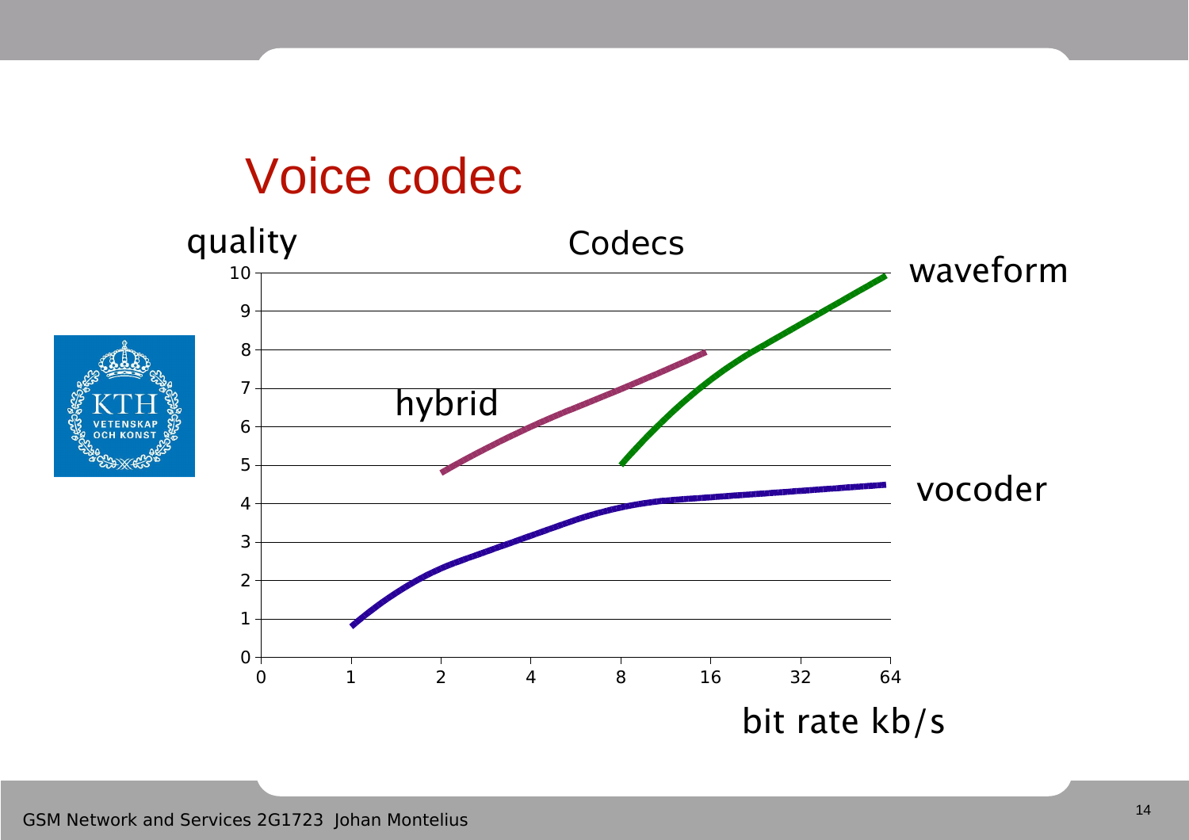# Voice codec

quality

Codecs

waveform

hybrid

vocoder

bit rate kb/s

| | 0 | 1 | 2 | 4 | 8 | 16 | 32 | 64 |
|---|---|---|---|---|---|---|---|---|
| 10 | | | | | | | | |
| 9 | | | | | | | | |
| 8 | | | | | | | | |
| 7 | | | | | | | | |
| 6 | | | | | | | | |
| 5 | | | | | | | | |
| 4 | | | | | | | | |
| 3 | | | | | | | | |
| 2 | | | | | | | | |
| 1 | | | | | | | | |
| 0 | | | | | | | | |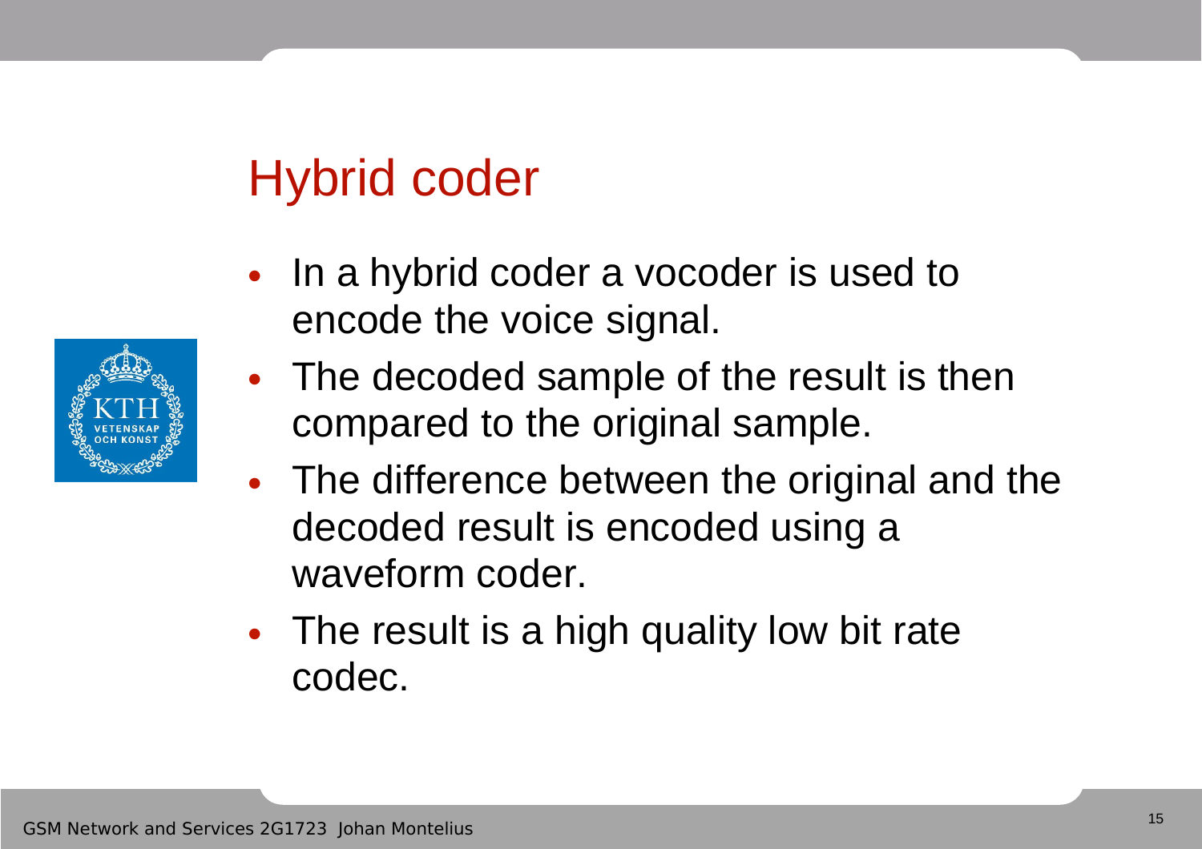# Hybrid coder

- In a hybrid coder a vocoder is used to encode the voice signal.
- The decoded sample of the result is then compared to the original sample.
- The difference between the original and the decoded result is encoded using a waveform coder.
- The result is a high quality low bit rate codec.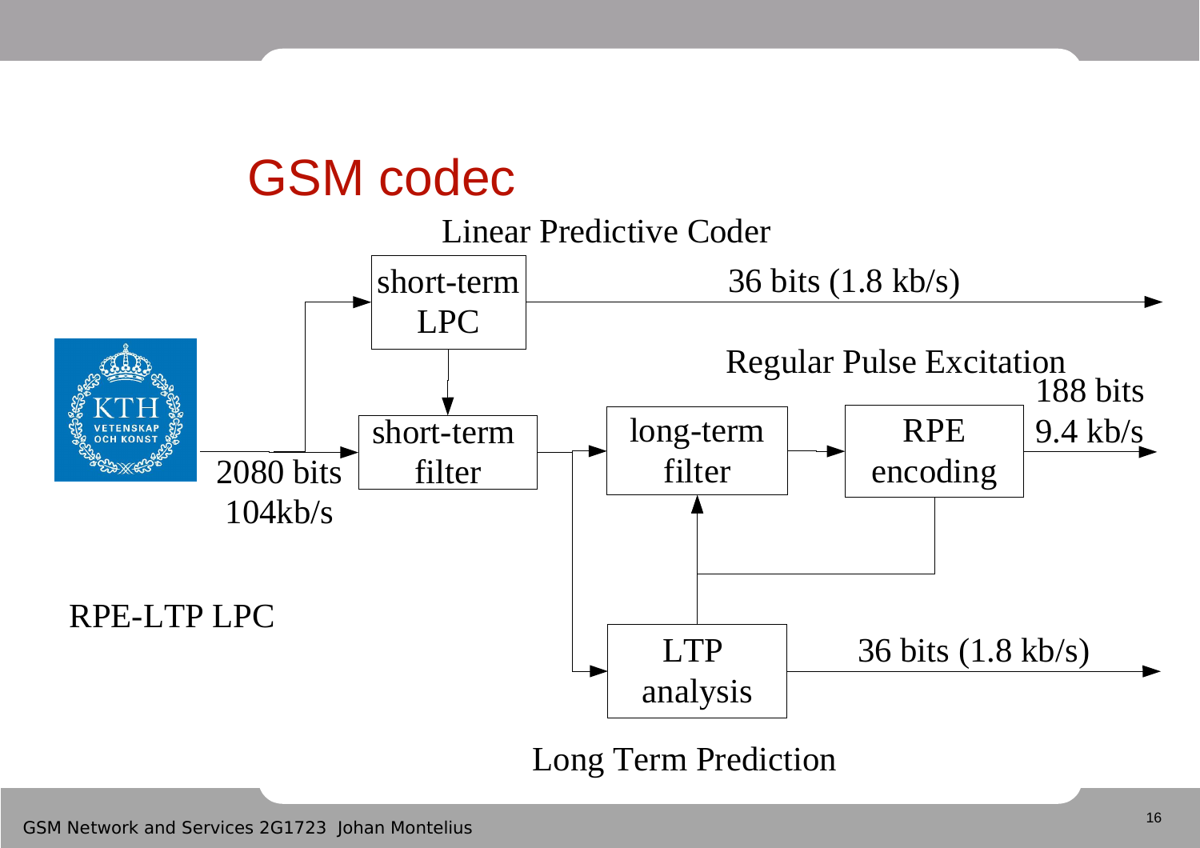# GSM codec

Linear Predictive Coder

short-term LPC

36 bits (1.8 kb/s)

Regular Pulse Excitation

188 bits 9.4 kb/s

short-term filter

long-term filter

RPE encoding

2080 bits 104kb/s

RPE-LTP LPC

LTP analysis

36 bits (1.8 kb/s)

Long Term Prediction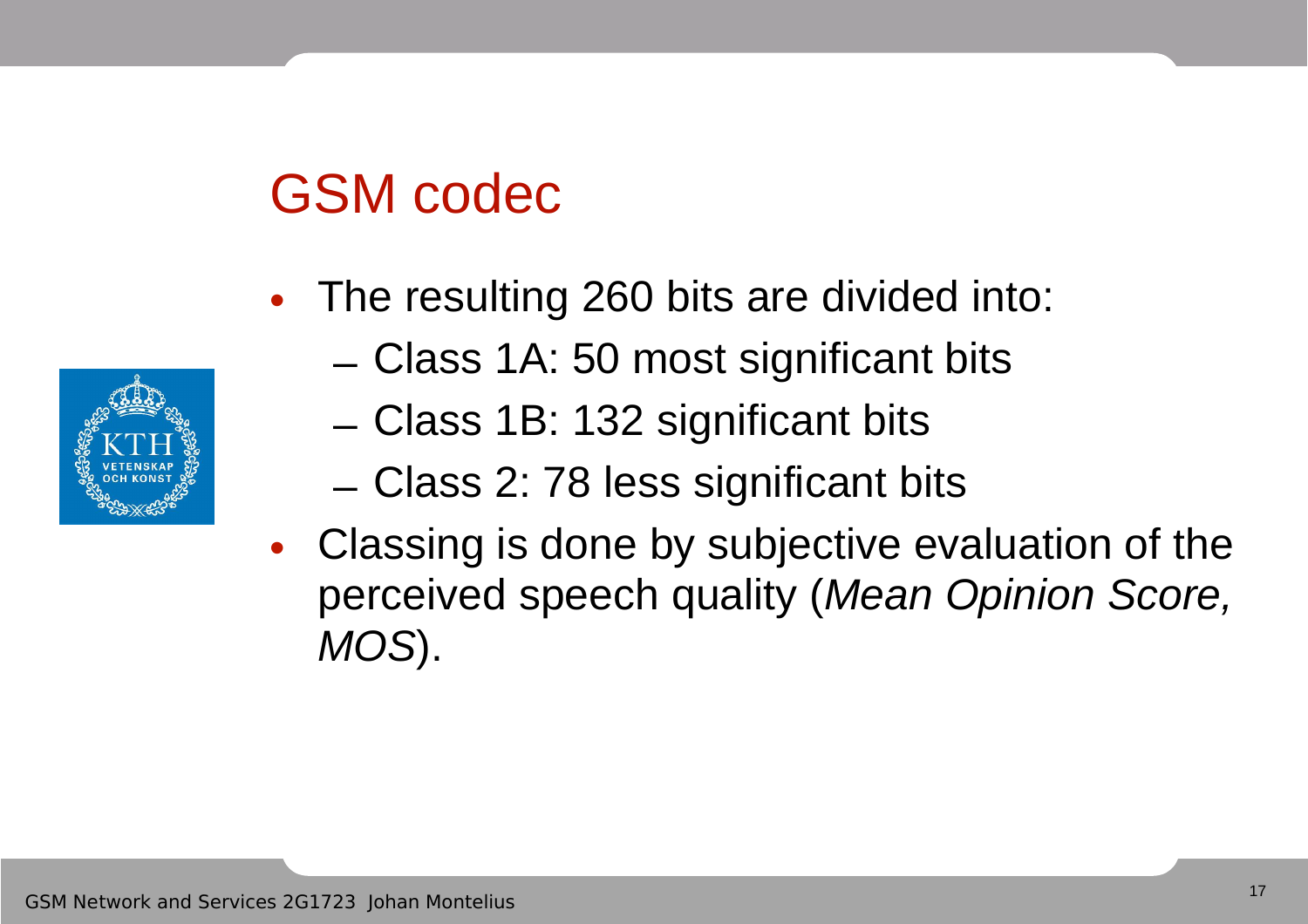# GSM codec

- The resulting 260 bits are divided into:
  - Class 1A: 50 most significant bits
  - Class 1B: 132 significant bits
  - Class 2: 78 less significant bits
- Classing is done by subjective evaluation of the perceived speech quality (*Mean Opinion Score, MOS*).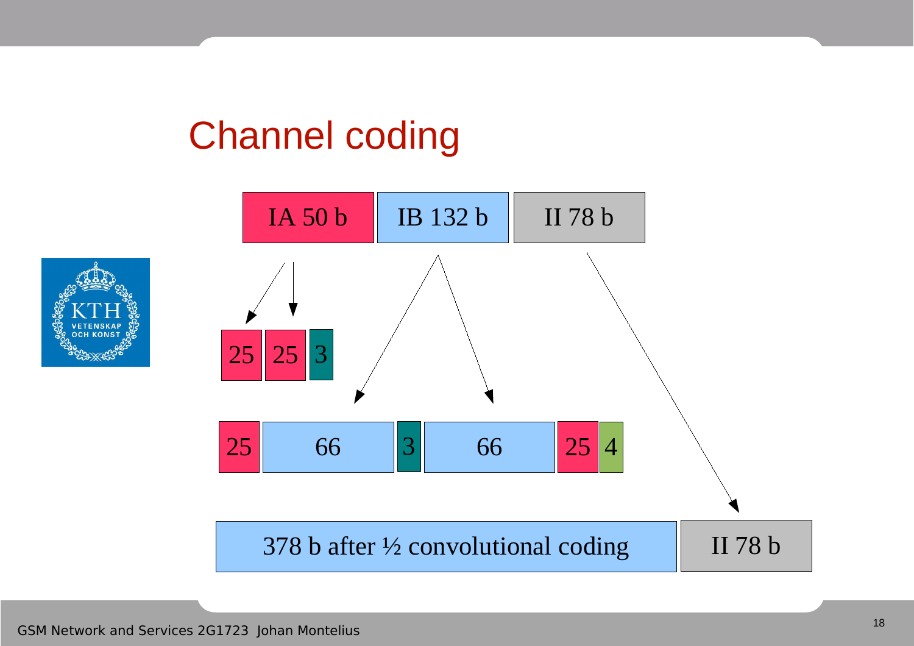# Channel coding

IA 50 b | IB 132 b | II 78 b

25 | 25 | 3

25 | 66 | 3 | 66 | 25 | 4

378 b after ½ convolutional coding | II 78 b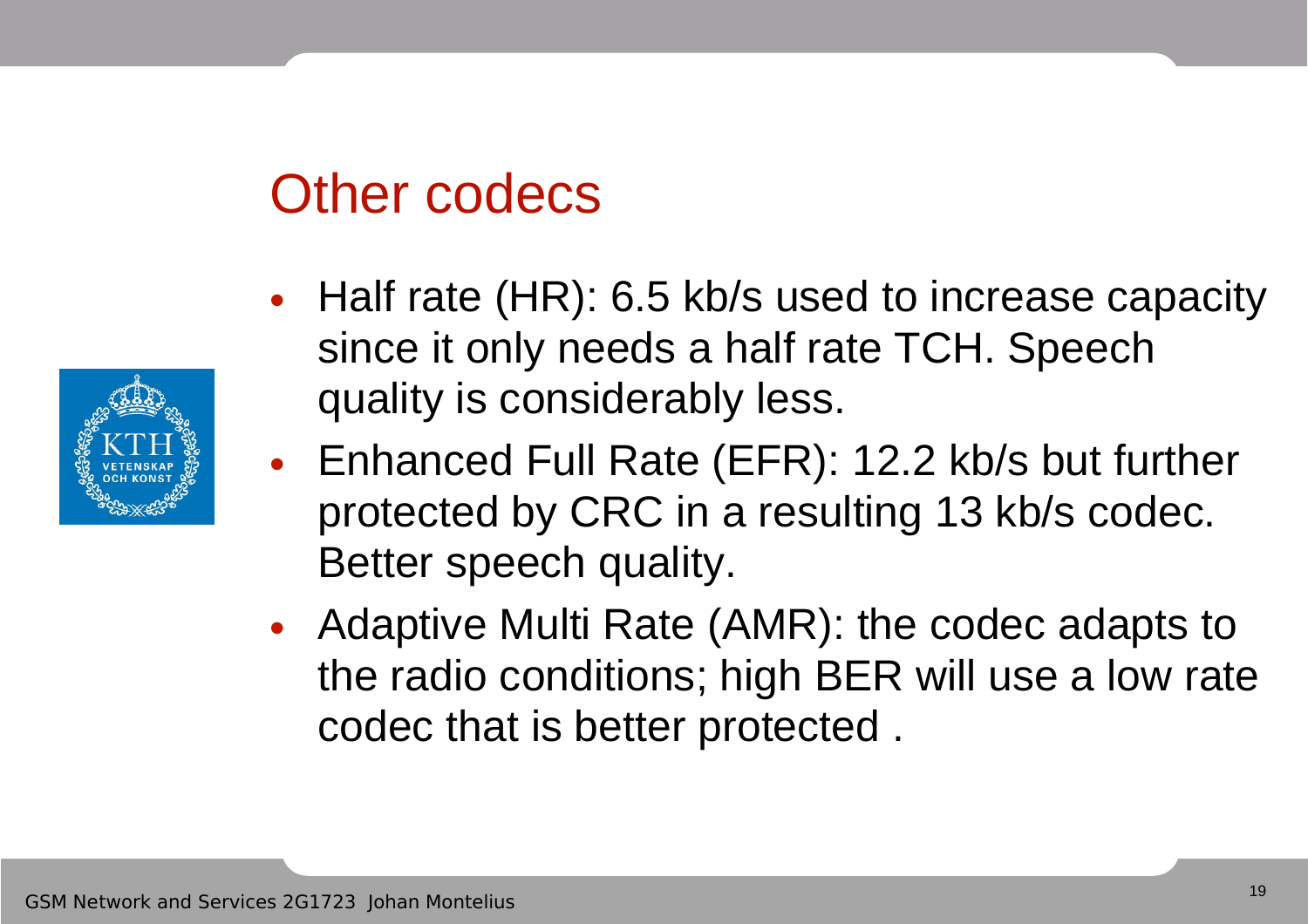# Other codecs

- Half rate (HR): 6.5 kb/s used to increase capacity since it only needs a half rate TCH. Speech quality is considerably less.
- Enhanced Full Rate (EFR): 12.2 kb/s but further protected by CRC in a resulting 13 kb/s codec. Better speech quality.
- Adaptive Multi Rate (AMR): the codec adapts to the radio conditions; high BER will use a low rate codec that is better protected .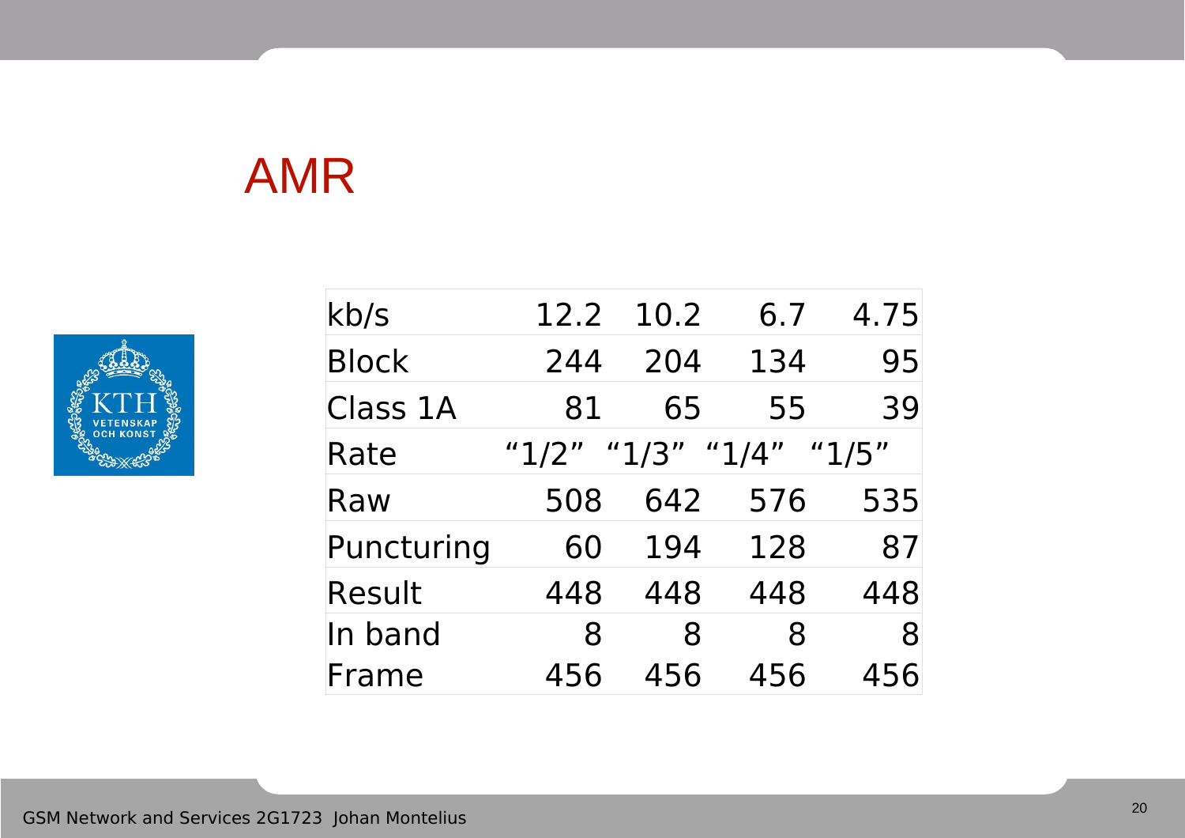# AMR

| kb/s | 12.2 | 10.2 | 6.7 | 4.75 |
|---|---|---|---|---|
| Block | 244 | 204 | 134 | 95 |
| Class 1A | 81 | 65 | 55 | 39 |
| Rate | “1/2” | “1/3” | “1/4” | “1/5” |
| Raw | 508 | 642 | 576 | 535 |
| Puncturing | 60 | 194 | 128 | 87 |
| Result | 448 | 448 | 448 | 448 |
| In band | 8 | 8 | 8 | 8 |
| Frame | 456 | 456 | 456 | 456 |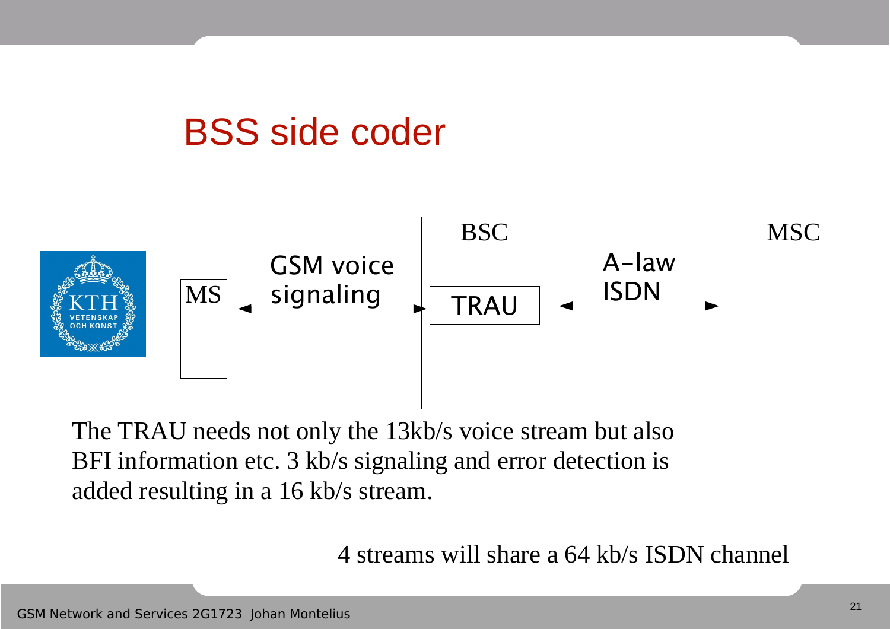# BSS side coder

BSC

TRAU

MSC

MS

GSM voice signaling

A-law ISDN

The TRAU needs not only the 13kb/s voice stream but also BFI information etc. 3 kb/s signaling and error detection is added resulting in a 16 kb/s stream.

4 streams will share a 64 kb/s ISDN channel